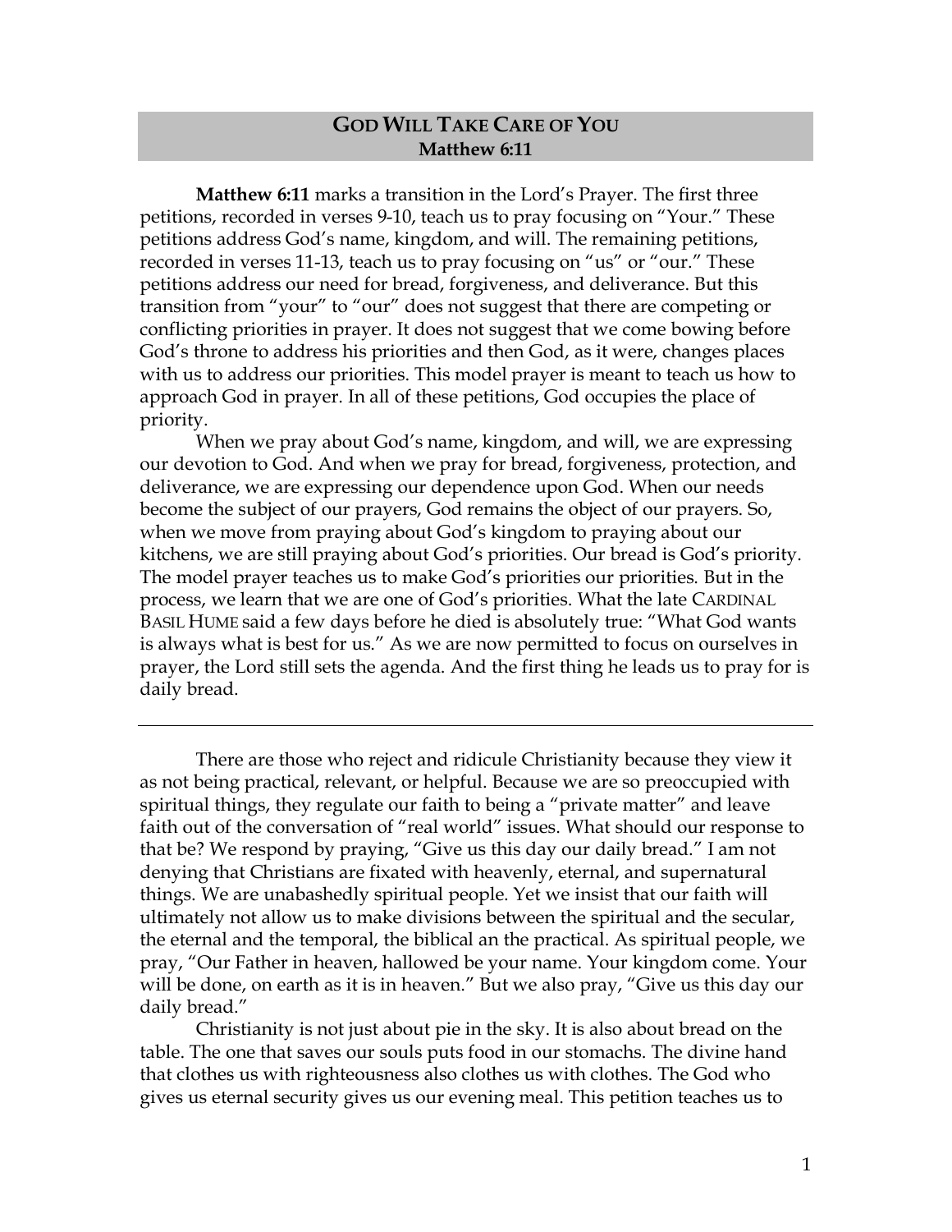## GOD WILL TAKE CARE OF YOU
### Matthew 6:11

**Matthew 6:11** marks a transition in the Lord's Prayer. The first three petitions, recorded in verses 9-10, teach us to pray focusing on "Your." These petitions address God's name, kingdom, and will. The remaining petitions, recorded in verses 11-13, teach us to pray focusing on "us" or "our." These petitions address our need for bread, forgiveness, and deliverance. But this transition from "your" to "our" does not suggest that there are competing or conflicting priorities in prayer. It does not suggest that we come bowing before God's throne to address his priorities and then God, as it were, changes places with us to address our priorities. This model prayer is meant to teach us how to approach God in prayer. In all of these petitions, God occupies the place of priority.

When we pray about God's name, kingdom, and will, we are expressing our devotion to God. And when we pray for bread, forgiveness, protection, and deliverance, we are expressing our dependence upon God. When our needs become the subject of our prayers, God remains the object of our prayers. So, when we move from praying about God's kingdom to praying about our kitchens, we are still praying about God's priorities. Our bread is God's priority. The model prayer teaches us to make God's priorities our priorities. But in the process, we learn that we are one of God's priorities. What the late CARDINAL BASIL HUME said a few days before he died is absolutely true: "What God wants is always what is best for us." As we are now permitted to focus on ourselves in prayer, the Lord still sets the agenda. And the first thing he leads us to pray for is daily bread.

---

There are those who reject and ridicule Christianity because they view it as not being practical, relevant, or helpful. Because we are so preoccupied with spiritual things, they regulate our faith to being a "private matter" and leave faith out of the conversation of "real world" issues. What should our response to that be? We respond by praying, "Give us this day our daily bread." I am not denying that Christians are fixated with heavenly, eternal, and supernatural things. We are unabashedly spiritual people. Yet we insist that our faith will ultimately not allow us to make divisions between the spiritual and the secular, the eternal and the temporal, the biblical an the practical. As spiritual people, we pray, "Our Father in heaven, hallowed be your name. Your kingdom come. Your will be done, on earth as it is in heaven." But we also pray, "Give us this day our daily bread."

Christianity is not just about pie in the sky. It is also about bread on the table. The one that saves our souls puts food in our stomachs. The divine hand that clothes us with righteousness also clothes us with clothes. The God who gives us eternal security gives us our evening meal. This petition teaches us to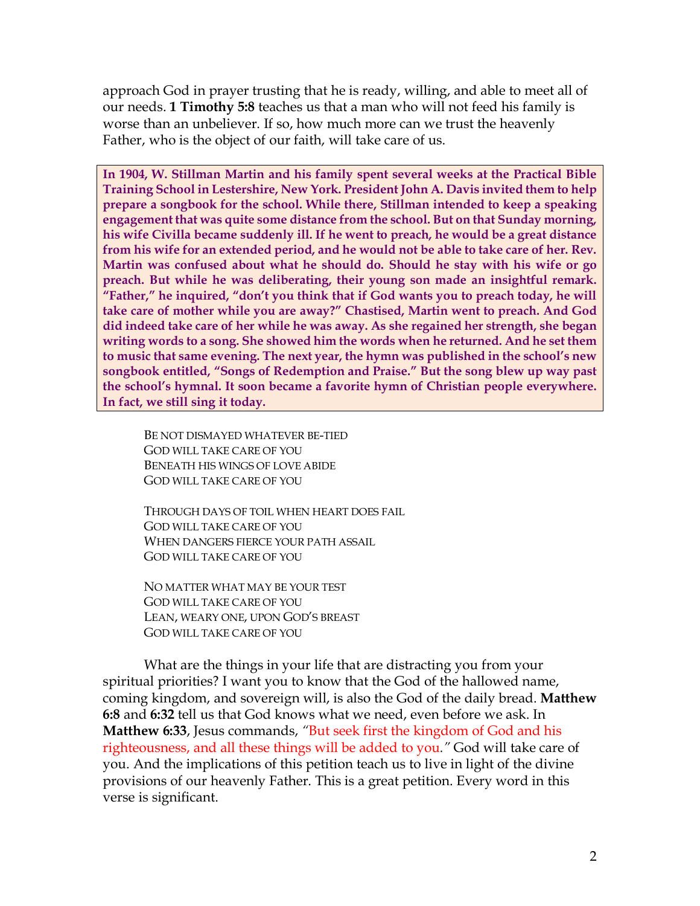approach God in prayer trusting that he is ready, willing, and able to meet all of our needs. **1 Timothy 5:8** teaches us that a man who will not feed his family is worse than an unbeliever. If so, how much more can we trust the heavenly Father, who is the object of our faith, will take care of us.

**In 1904, W. Stillman Martin and his family spent several weeks at the Practical Bible Training School in Lestershire, New York. President John A. Davis invited them to help prepare a songbook for the school. While there, Stillman intended to keep a speaking engagement that was quite some distance from the school. But on that Sunday morning, his wife Civilla became suddenly ill. If he went to preach, he would be a great distance from his wife for an extended period, and he would not be able to take care of her. Rev. Martin was confused about what he should do. Should he stay with his wife or go preach. But while he was deliberating, their young son made an insightful remark. "Father," he inquired, "don't you think that if God wants you to preach today, he will take care of mother while you are away?" Chastised, Martin went to preach. And God did indeed take care of her while he was away. As she regained her strength, she began writing words to a song. She showed him the words when he returned. And he set them to music that same evening. The next year, the hymn was published in the school's new songbook entitled, "Songs of Redemption and Praise." But the song blew up way past the school's hymnal. It soon became a favorite hymn of Christian people everywhere. In fact, we still sing it today.**

> BE NOT DISMAYED WHATEVER BE-TIED
> GOD WILL TAKE CARE OF YOU
> BENEATH HIS WINGS OF LOVE ABIDE
> GOD WILL TAKE CARE OF YOU
>
> THROUGH DAYS OF TOIL WHEN HEART DOES FAIL
> GOD WILL TAKE CARE OF YOU
> WHEN DANGERS FIERCE YOUR PATH ASSAIL
> GOD WILL TAKE CARE OF YOU
>
> NO MATTER WHAT MAY BE YOUR TEST
> GOD WILL TAKE CARE OF YOU
> LEAN, WEARY ONE, UPON GOD'S BREAST
> GOD WILL TAKE CARE OF YOU

What are the things in your life that are distracting you from your spiritual priorities? I want you to know that the God of the hallowed name, coming kingdom, and sovereign will, is also the God of the daily bread. **Matthew 6:8** and **6:32** tell us that God knows what we need, even before we ask. In **Matthew 6:33**, Jesus commands, "But seek first the kingdom of God and his righteousness, and all these things will be added to you." God will take care of you. And the implications of this petition teach us to live in light of the divine provisions of our heavenly Father. This is a great petition. Every word in this verse is significant.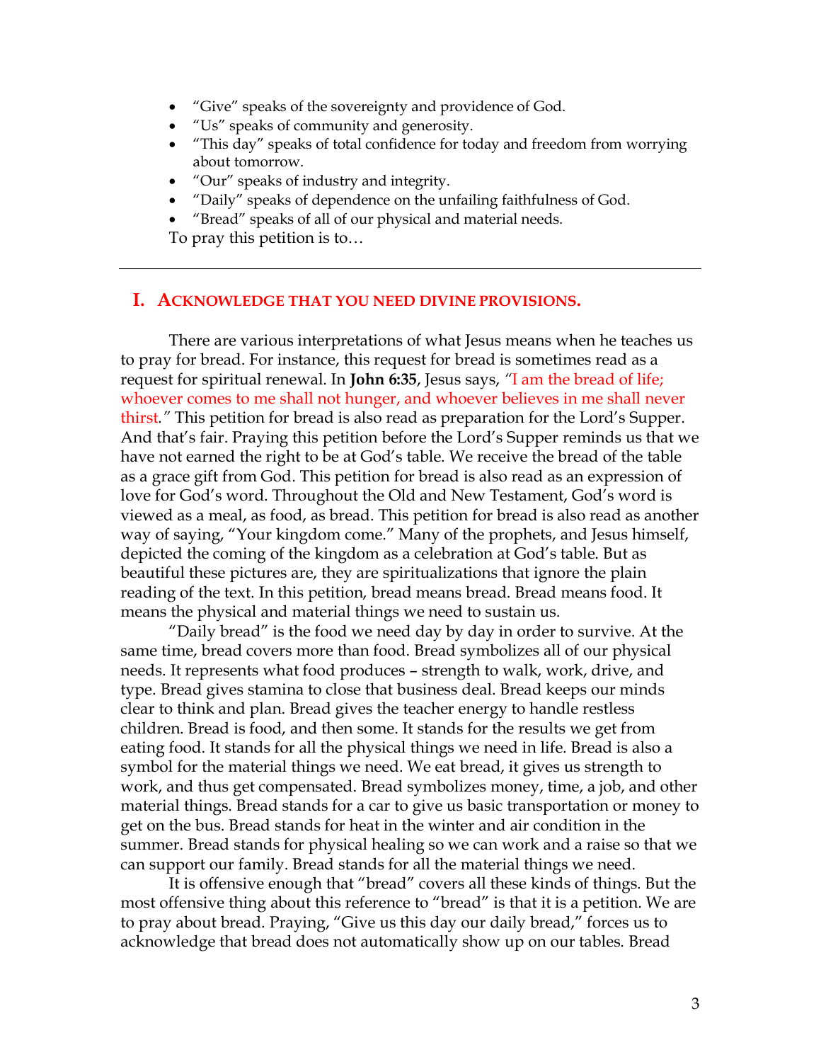- "Give" speaks of the sovereignty and providence of God.
- "Us" speaks of community and generosity.
- "This day" speaks of total confidence for today and freedom from worrying about tomorrow.
- "Our" speaks of industry and integrity.
- "Daily" speaks of dependence on the unfailing faithfulness of God.
- "Bread" speaks of all of our physical and material needs.

To pray this petition is to…

---

## I. Acknowledge that you need divine provisions.

There are various interpretations of what Jesus means when he teaches us to pray for bread. For instance, this request for bread is sometimes read as a request for spiritual renewal. In **John 6:35**, Jesus says, *"I am the bread of life; whoever comes to me shall not hunger, and whoever believes in me shall never thirst."* This petition for bread is also read as preparation for the Lord's Supper. And that's fair. Praying this petition before the Lord's Supper reminds us that we have not earned the right to be at God's table. We receive the bread of the table as a grace gift from God. This petition for bread is also read as an expression of love for God's word. Throughout the Old and New Testament, God's word is viewed as a meal, as food, as bread. This petition for bread is also read as another way of saying, "Your kingdom come." Many of the prophets, and Jesus himself, depicted the coming of the kingdom as a celebration at God's table. But as beautiful these pictures are, they are spiritualizations that ignore the plain reading of the text. In this petition, bread means bread. Bread means food. It means the physical and material things we need to sustain us.

"Daily bread" is the food we need day by day in order to survive. At the same time, bread covers more than food. Bread symbolizes all of our physical needs. It represents what food produces – strength to walk, work, drive, and type. Bread gives stamina to close that business deal. Bread keeps our minds clear to think and plan. Bread gives the teacher energy to handle restless children. Bread is food, and then some. It stands for the results we get from eating food. It stands for all the physical things we need in life. Bread is also a symbol for the material things we need. We eat bread, it gives us strength to work, and thus get compensated. Bread symbolizes money, time, a job, and other material things. Bread stands for a car to give us basic transportation or money to get on the bus. Bread stands for heat in the winter and air condition in the summer. Bread stands for physical healing so we can work and a raise so that we can support our family. Bread stands for all the material things we need.

It is offensive enough that "bread" covers all these kinds of things. But the most offensive thing about this reference to "bread" is that it is a petition. We are to pray about bread. Praying, "Give us this day our daily bread," forces us to acknowledge that bread does not automatically show up on our tables. Bread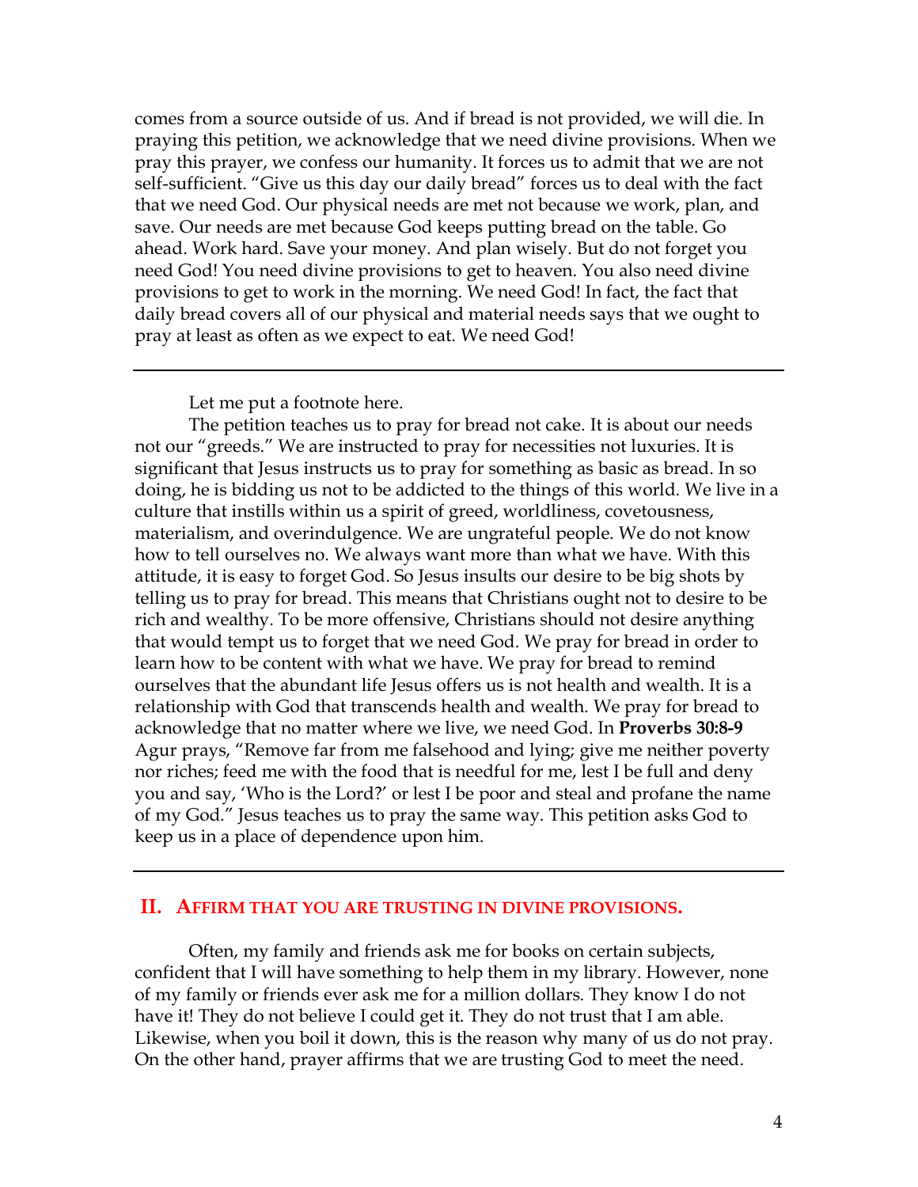comes from a source outside of us. And if bread is not provided, we will die. In praying this petition, we acknowledge that we need divine provisions. When we pray this prayer, we confess our humanity. It forces us to admit that we are not self-sufficient. "Give us this day our daily bread" forces us to deal with the fact that we need God. Our physical needs are met not because we work, plan, and save. Our needs are met because God keeps putting bread on the table. Go ahead. Work hard. Save your money. And plan wisely. But do not forget you need God! You need divine provisions to get to heaven. You also need divine provisions to get to work in the morning. We need God! In fact, the fact that daily bread covers all of our physical and material needs says that we ought to pray at least as often as we expect to eat. We need God!

---

Let me put a footnote here.

The petition teaches us to pray for bread not cake. It is about our needs not our "greeds." We are instructed to pray for necessities not luxuries. It is significant that Jesus instructs us to pray for something as basic as bread. In so doing, he is bidding us not to be addicted to the things of this world. We live in a culture that instills within us a spirit of greed, worldliness, covetousness, materialism, and overindulgence. We are ungrateful people. We do not know how to tell ourselves no. We always want more than what we have. With this attitude, it is easy to forget God. So Jesus insults our desire to be big shots by telling us to pray for bread. This means that Christians ought not to desire to be rich and wealthy. To be more offensive, Christians should not desire anything that would tempt us to forget that we need God. We pray for bread in order to learn how to be content with what we have. We pray for bread to remind ourselves that the abundant life Jesus offers us is not health and wealth. It is a relationship with God that transcends health and wealth. We pray for bread to acknowledge that no matter where we live, we need God. In **Proverbs 30:8-9** Agur prays, "Remove far from me falsehood and lying; give me neither poverty nor riches; feed me with the food that is needful for me, lest I be full and deny you and say, 'Who is the Lord?' or lest I be poor and steal and profane the name of my God." Jesus teaches us to pray the same way. This petition asks God to keep us in a place of dependence upon him.

---

## II. AFFIRM THAT YOU ARE TRUSTING IN DIVINE PROVISIONS.

Often, my family and friends ask me for books on certain subjects, confident that I will have something to help them in my library. However, none of my family or friends ever ask me for a million dollars. They know I do not have it! They do not believe I could get it. They do not trust that I am able. Likewise, when you boil it down, this is the reason why many of us do not pray. On the other hand, prayer affirms that we are trusting God to meet the need.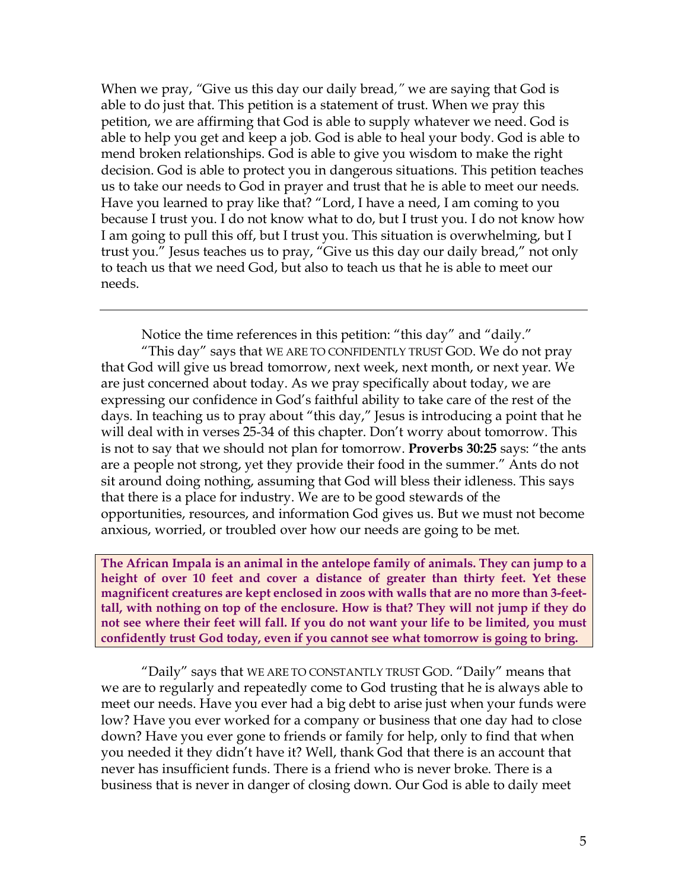When we pray, *"Give us this day our daily bread,"* we are saying that God is able to do just that. This petition is a statement of trust. When we pray this petition, we are affirming that God is able to supply whatever we need. God is able to help you get and keep a job. God is able to heal your body. God is able to mend broken relationships. God is able to give you wisdom to make the right decision. God is able to protect you in dangerous situations. This petition teaches us to take our needs to God in prayer and trust that he is able to meet our needs. Have you learned to pray like that? "Lord, I have a need, I am coming to you because I trust you. I do not know what to do, but I trust you. I do not know how I am going to pull this off, but I trust you. This situation is overwhelming, but I trust you." Jesus teaches us to pray, "Give us this day our daily bread," not only to teach us that we need God, but also to teach us that he is able to meet our needs.

---

Notice the time references in this petition: "this day" and "daily."

"This day" says that WE ARE TO CONFIDENTLY TRUST GOD. We do not pray that God will give us bread tomorrow, next week, next month, or next year. We are just concerned about today. As we pray specifically about today, we are expressing our confidence in God's faithful ability to take care of the rest of the days. In teaching us to pray about "this day," Jesus is introducing a point that he will deal with in verses 25-34 of this chapter. Don't worry about tomorrow. This is not to say that we should not plan for tomorrow. **Proverbs 30:25** says: "the ants are a people not strong, yet they provide their food in the summer." Ants do not sit around doing nothing, assuming that God will bless their idleness. This says that there is a place for industry. We are to be good stewards of the opportunities, resources, and information God gives us. But we must not become anxious, worried, or troubled over how our needs are going to be met.

**The African Impala is an animal in the antelope family of animals. They can jump to a height of over 10 feet and cover a distance of greater than thirty feet. Yet these magnificent creatures are kept enclosed in zoos with walls that are no more than 3-feet-tall, with nothing on top of the enclosure. How is that? They will not jump if they do not see where their feet will fall. If you do not want your life to be limited, you must confidently trust God today, even if you cannot see what tomorrow is going to bring.**

"Daily" says that WE ARE TO CONSTANTLY TRUST GOD. "Daily" means that we are to regularly and repeatedly come to God trusting that he is always able to meet our needs. Have you ever had a big debt to arise just when your funds were low? Have you ever worked for a company or business that one day had to close down? Have you ever gone to friends or family for help, only to find that when you needed it they didn't have it? Well, thank God that there is an account that never has insufficient funds. There is a friend who is never broke. There is a business that is never in danger of closing down. Our God is able to daily meet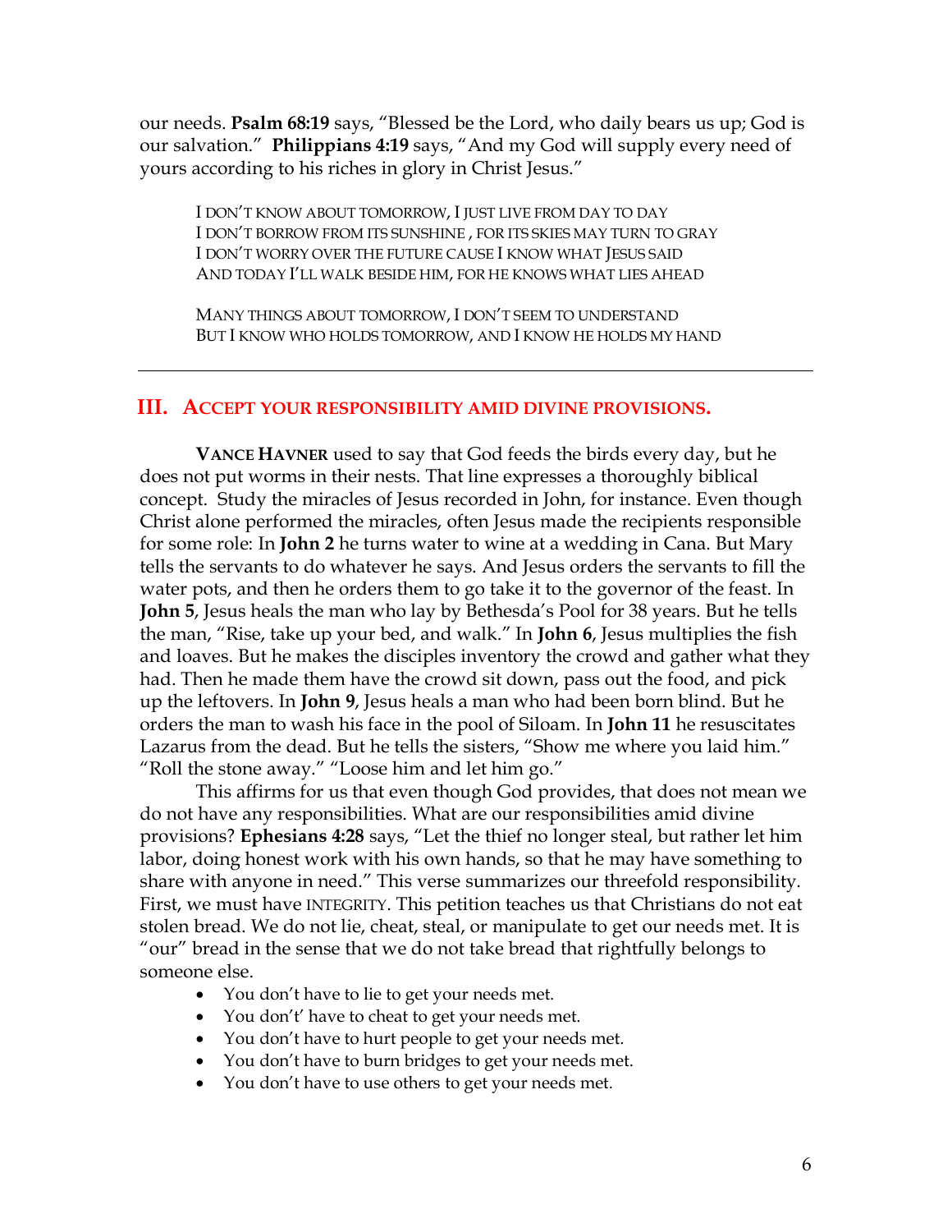our needs. **Psalm 68:19** says, "Blessed be the Lord, who daily bears us up; God is our salvation." **Philippians 4:19** says, "And my God will supply every need of yours according to his riches in glory in Christ Jesus."

> I DON'T KNOW ABOUT TOMORROW, I JUST LIVE FROM DAY TO DAY
> I DON'T BORROW FROM ITS SUNSHINE , FOR ITS SKIES MAY TURN TO GRAY
> I DON'T WORRY OVER THE FUTURE CAUSE I KNOW WHAT JESUS SAID
> AND TODAY I'LL WALK BESIDE HIM, FOR HE KNOWS WHAT LIES AHEAD
>
> MANY THINGS ABOUT TOMORROW, I DON'T SEEM TO UNDERSTAND
> BUT I KNOW WHO HOLDS TOMORROW, AND I KNOW HE HOLDS MY HAND

---

## III. ACCEPT YOUR RESPONSIBILITY AMID DIVINE PROVISIONS.

**VANCE HAVNER** used to say that God feeds the birds every day, but he does not put worms in their nests. That line expresses a thoroughly biblical concept. Study the miracles of Jesus recorded in John, for instance. Even though Christ alone performed the miracles, often Jesus made the recipients responsible for some role: In **John 2** he turns water to wine at a wedding in Cana. But Mary tells the servants to do whatever he says. And Jesus orders the servants to fill the water pots, and then he orders them to go take it to the governor of the feast. In **John 5**, Jesus heals the man who lay by Bethesda's Pool for 38 years. But he tells the man, "Rise, take up your bed, and walk." In **John 6**, Jesus multiplies the fish and loaves. But he makes the disciples inventory the crowd and gather what they had. Then he made them have the crowd sit down, pass out the food, and pick up the leftovers. In **John 9**, Jesus heals a man who had been born blind. But he orders the man to wash his face in the pool of Siloam. In **John 11** he resuscitates Lazarus from the dead. But he tells the sisters, "Show me where you laid him." "Roll the stone away." "Loose him and let him go."

This affirms for us that even though God provides, that does not mean we do not have any responsibilities. What are our responsibilities amid divine provisions? **Ephesians 4:28** says, "Let the thief no longer steal, but rather let him labor, doing honest work with his own hands, so that he may have something to share with anyone in need." This verse summarizes our threefold responsibility. First, we must have INTEGRITY. This petition teaches us that Christians do not eat stolen bread. We do not lie, cheat, steal, or manipulate to get our needs met. It is "our" bread in the sense that we do not take bread that rightfully belongs to someone else.

- You don't have to lie to get your needs met.
- You don't' have to cheat to get your needs met.
- You don't have to hurt people to get your needs met.
- You don't have to burn bridges to get your needs met.
- You don't have to use others to get your needs met.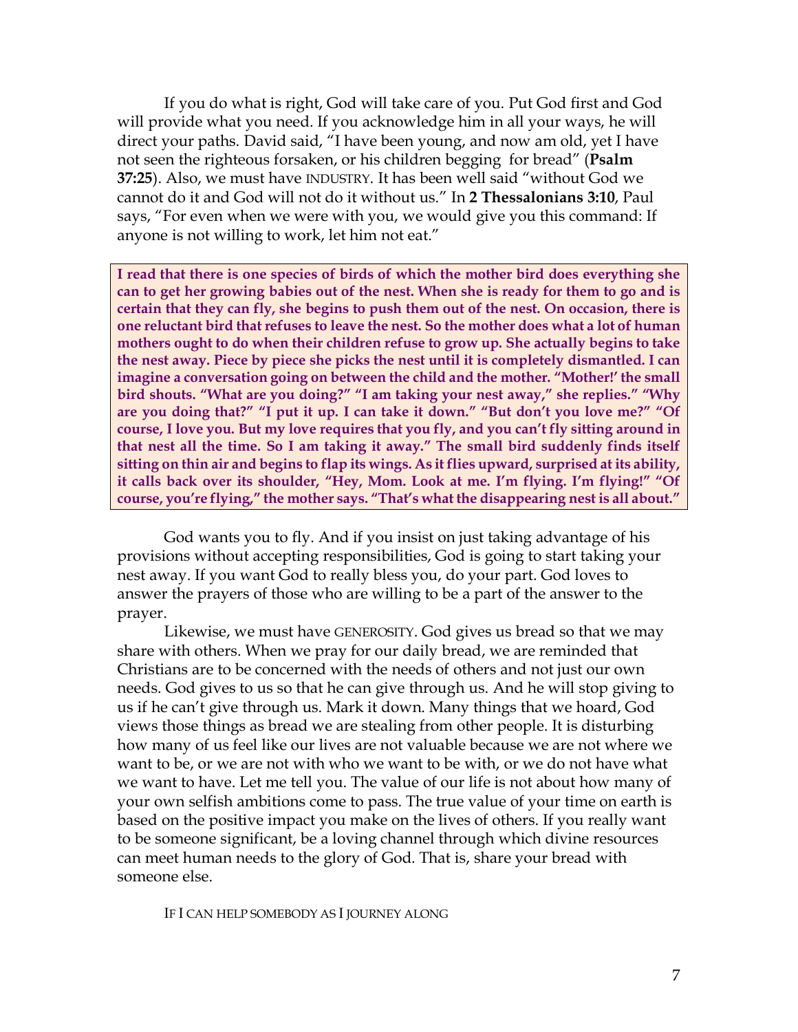If you do what is right, God will take care of you. Put God first and God will provide what you need. If you acknowledge him in all your ways, he will direct your paths. David said, "I have been young, and now am old, yet I have not seen the righteous forsaken, or his children begging for bread" (**Psalm 37:25**). Also, we must have INDUSTRY. It has been well said "without God we cannot do it and God will not do it without us." In **2 Thessalonians 3:10**, Paul says, "For even when we were with you, we would give you this command: If anyone is not willing to work, let him not eat."

> **I read that there is one species of birds of which the mother bird does everything she can to get her growing babies out of the nest. When she is ready for them to go and is certain that they can fly, she begins to push them out of the nest. On occasion, there is one reluctant bird that refuses to leave the nest. So the mother does what a lot of human mothers ought to do when their children refuse to grow up. She actually begins to take the nest away. Piece by piece she picks the nest until it is completely dismantled. I can imagine a conversation going on between the child and the mother. "Mother!' the small bird shouts. "What are you doing?" "I am taking your nest away," she replies." "Why are you doing that?" "I put it up. I can take it down." "But don't you love me?" "Of course, I love you. But my love requires that you fly, and you can't fly sitting around in that nest all the time. So I am taking it away." The small bird suddenly finds itself sitting on thin air and begins to flap its wings. As it flies upward, surprised at its ability, it calls back over its shoulder, "Hey, Mom. Look at me. I'm flying. I'm flying!" "Of course, you're flying," the mother says. "That's what the disappearing nest is all about."**

God wants you to fly. And if you insist on just taking advantage of his provisions without accepting responsibilities, God is going to start taking your nest away. If you want God to really bless you, do your part. God loves to answer the prayers of those who are willing to be a part of the answer to the prayer.

Likewise, we must have GENEROSITY. God gives us bread so that we may share with others. When we pray for our daily bread, we are reminded that Christians are to be concerned with the needs of others and not just our own needs. God gives to us so that he can give through us. And he will stop giving to us if he can't give through us. Mark it down. Many things that we hoard, God views those things as bread we are stealing from other people. It is disturbing how many of us feel like our lives are not valuable because we are not where we want to be, or we are not with who we want to be with, or we do not have what we want to have. Let me tell you. The value of our life is not about how many of your own selfish ambitions come to pass. The true value of your time on earth is based on the positive impact you make on the lives of others. If you really want to be someone significant, be a loving channel through which divine resources can meet human needs to the glory of God. That is, share your bread with someone else.

IF I CAN HELP SOMEBODY AS I JOURNEY ALONG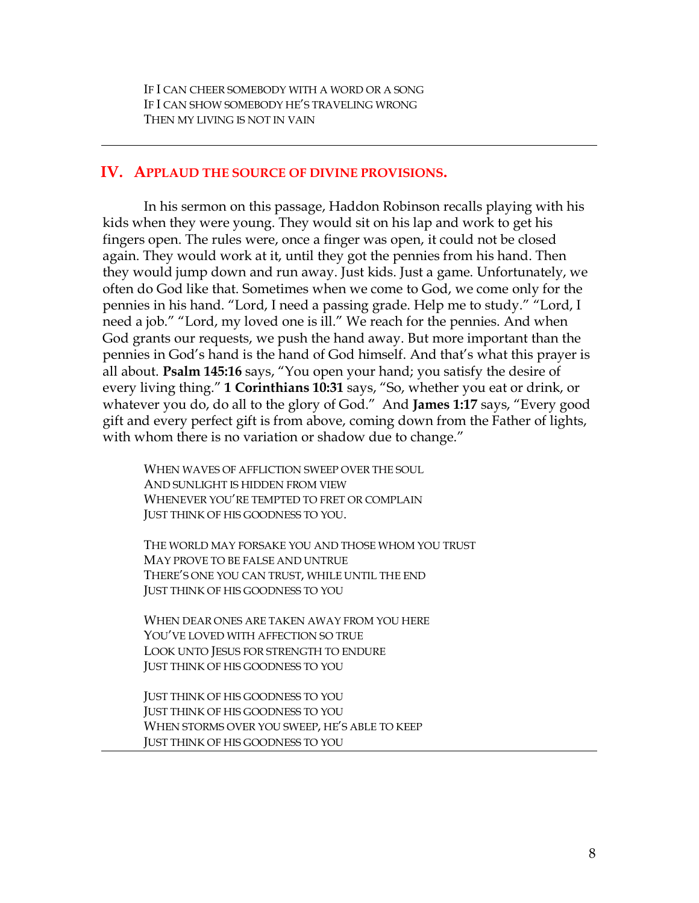IF I CAN CHEER SOMEBODY WITH A WORD OR A SONG
IF I CAN SHOW SOMEBODY HE'S TRAVELING WRONG
THEN MY LIVING IS NOT IN VAIN

---

## IV. APPLAUD THE SOURCE OF DIVINE PROVISIONS.

In his sermon on this passage, Haddon Robinson recalls playing with his kids when they were young. They would sit on his lap and work to get his fingers open. The rules were, once a finger was open, it could not be closed again. They would work at it, until they got the pennies from his hand. Then they would jump down and run away. Just kids. Just a game. Unfortunately, we often do God like that. Sometimes when we come to God, we come only for the pennies in his hand. "Lord, I need a passing grade. Help me to study." "Lord, I need a job." "Lord, my loved one is ill." We reach for the pennies. And when God grants our requests, we push the hand away. But more important than the pennies in God's hand is the hand of God himself. And that's what this prayer is all about. **Psalm 145:16** says, "You open your hand; you satisfy the desire of every living thing." **1 Corinthians 10:31** says, "So, whether you eat or drink, or whatever you do, do all to the glory of God." And **James 1:17** says, "Every good gift and every perfect gift is from above, coming down from the Father of lights, with whom there is no variation or shadow due to change."

WHEN WAVES OF AFFLICTION SWEEP OVER THE SOUL
AND SUNLIGHT IS HIDDEN FROM VIEW
WHENEVER YOU'RE TEMPTED TO FRET OR COMPLAIN
JUST THINK OF HIS GOODNESS TO YOU.

THE WORLD MAY FORSAKE YOU AND THOSE WHOM YOU TRUST
MAY PROVE TO BE FALSE AND UNTRUE
THERE'S ONE YOU CAN TRUST, WHILE UNTIL THE END
JUST THINK OF HIS GOODNESS TO YOU

WHEN DEAR ONES ARE TAKEN AWAY FROM YOU HERE
YOU'VE LOVED WITH AFFECTION SO TRUE
LOOK UNTO JESUS FOR STRENGTH TO ENDURE
JUST THINK OF HIS GOODNESS TO YOU

JUST THINK OF HIS GOODNESS TO YOU
JUST THINK OF HIS GOODNESS TO YOU
WHEN STORMS OVER YOU SWEEP, HE'S ABLE TO KEEP
JUST THINK OF HIS GOODNESS TO YOU

---